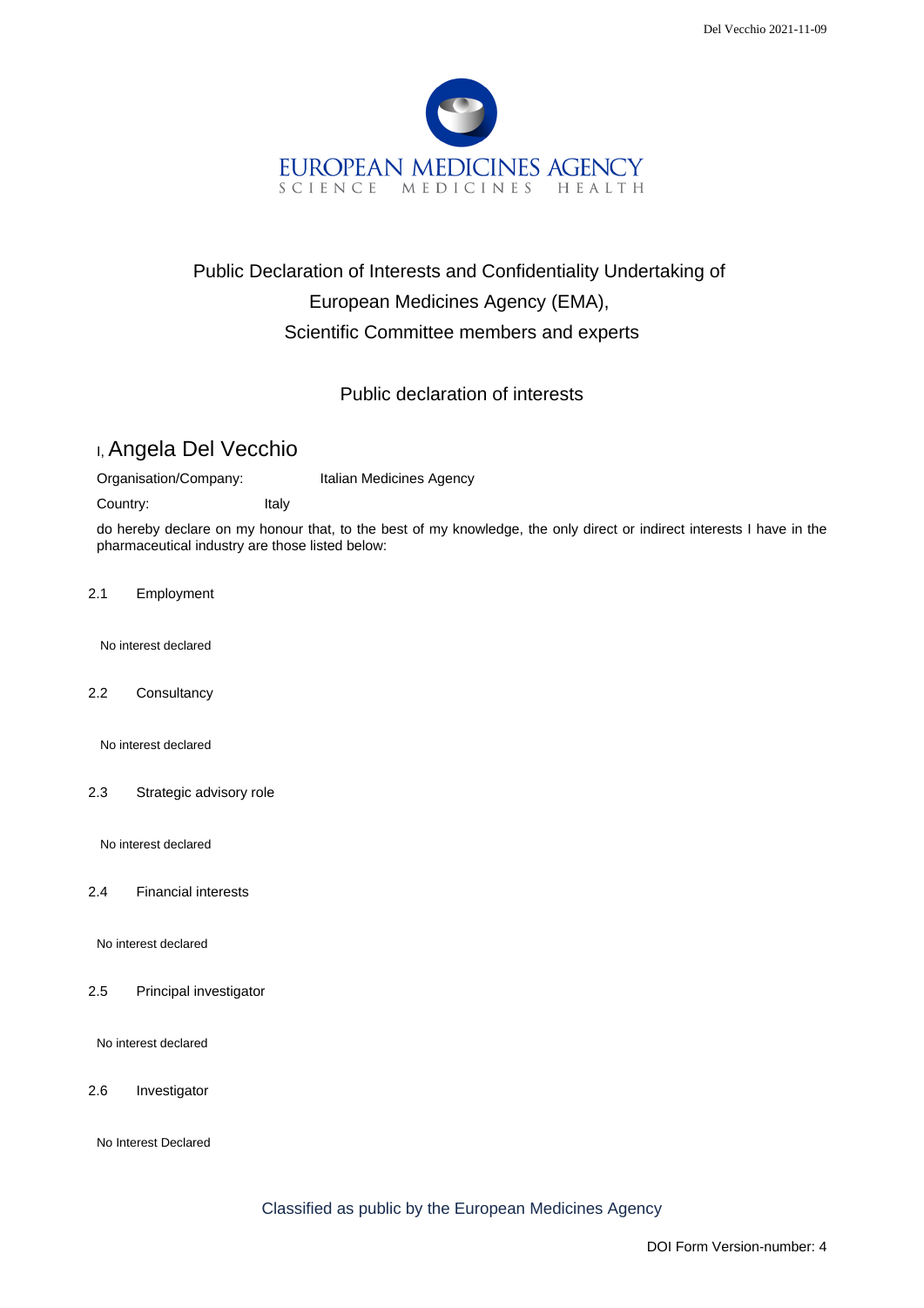EUROPEAN MEDICINES AGENCY

SCIENCE MEDICINES HEALTH

# Public Declaration of Interests and Confidentiality Undertaking of European Medicines Agency (EMA), Scientific Committee members and experts

## Public declaration of interests

I, Angela Del Vecchio

Organisation/Company: Italian Medicines Agency

Country: Italy

do hereby declare on my honour that, to the best of my knowledge, the only direct or indirect interests I have in the pharmaceutical industry are those listed below:

2.1 Employment

No interest declared

2.2 Consultancy

No interest declared

2.3 Strategic advisory role

No interest declared

2.4 Financial interests

No interest declared

2.5 Principal investigator

No interest declared

2.6 Investigator

No Interest Declared

Classified as public by the European Medicines Agency

DOI Form Version-number: 4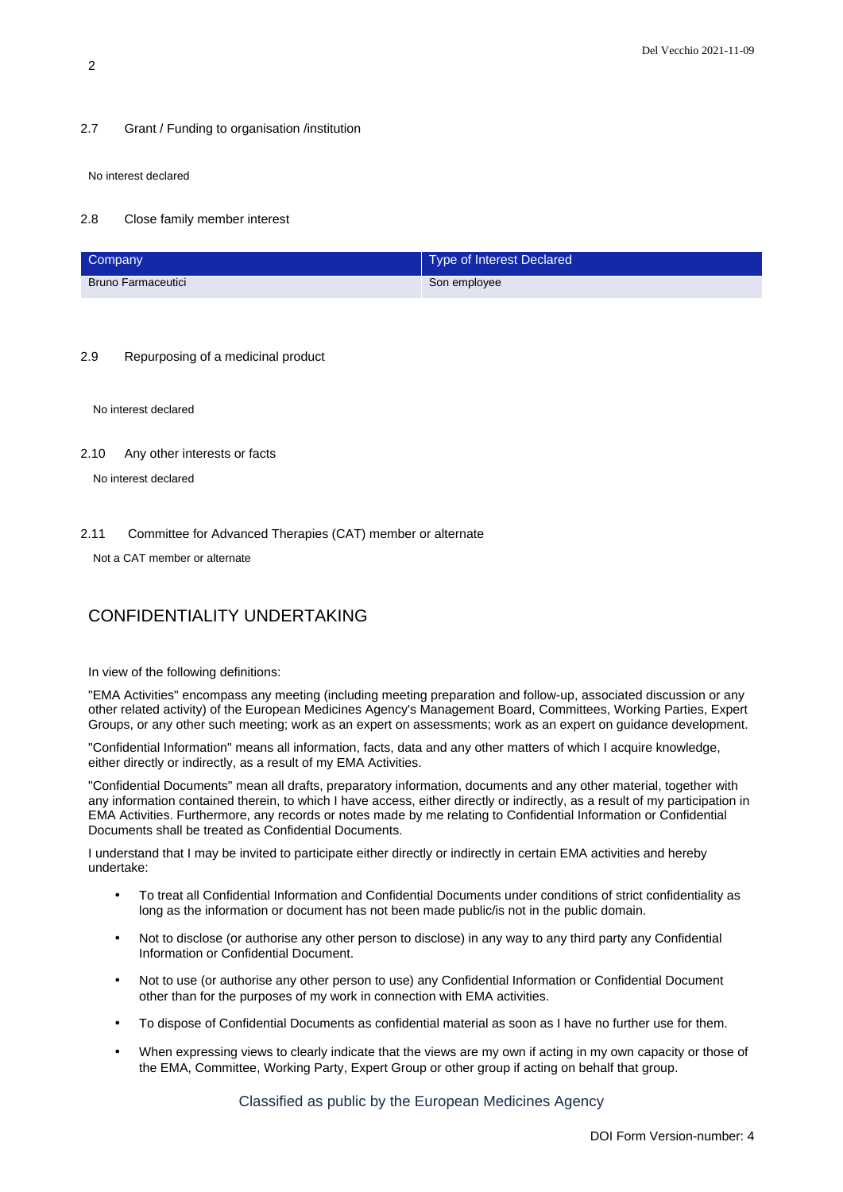2.7 Grant / Funding to organisation /institution

No interest declared

2.8 Close family member interest

| Company | Type of Interest Declared |
| --- | --- |
| Bruno Farmaceutici | Son employee |

2.9 Repurposing of a medicinal product

No interest declared

2.10 Any other interests or facts

No interest declared

2.11 Committee for Advanced Therapies (CAT) member or alternate

Not a CAT member or alternate

## CONFIDENTIALITY UNDERTAKING

In view of the following definitions:

"EMA Activities" encompass any meeting (including meeting preparation and follow-up, associated discussion or any other related activity) of the European Medicines Agency's Management Board, Committees, Working Parties, Expert Groups, or any other such meeting; work as an expert on assessments; work as an expert on guidance development.

"Confidential Information" means all information, facts, data and any other matters of which I acquire knowledge, either directly or indirectly, as a result of my EMA Activities.

"Confidential Documents" mean all drafts, preparatory information, documents and any other material, together with any information contained therein, to which I have access, either directly or indirectly, as a result of my participation in EMA Activities. Furthermore, any records or notes made by me relating to Confidential Information or Confidential Documents shall be treated as Confidential Documents.

I understand that I may be invited to participate either directly or indirectly in certain EMA activities and hereby undertake:

- To treat all Confidential Information and Confidential Documents under conditions of strict confidentiality as long as the information or document has not been made public/is not in the public domain.
- Not to disclose (or authorise any other person to disclose) in any way to any third party any Confidential Information or Confidential Document.
- Not to use (or authorise any other person to use) any Confidential Information or Confidential Document other than for the purposes of my work in connection with EMA activities.
- To dispose of Confidential Documents as confidential material as soon as I have no further use for them.
- When expressing views to clearly indicate that the views are my own if acting in my own capacity or those of the EMA, Committee, Working Party, Expert Group or other group if acting on behalf that group.

Classified as public by the European Medicines Agency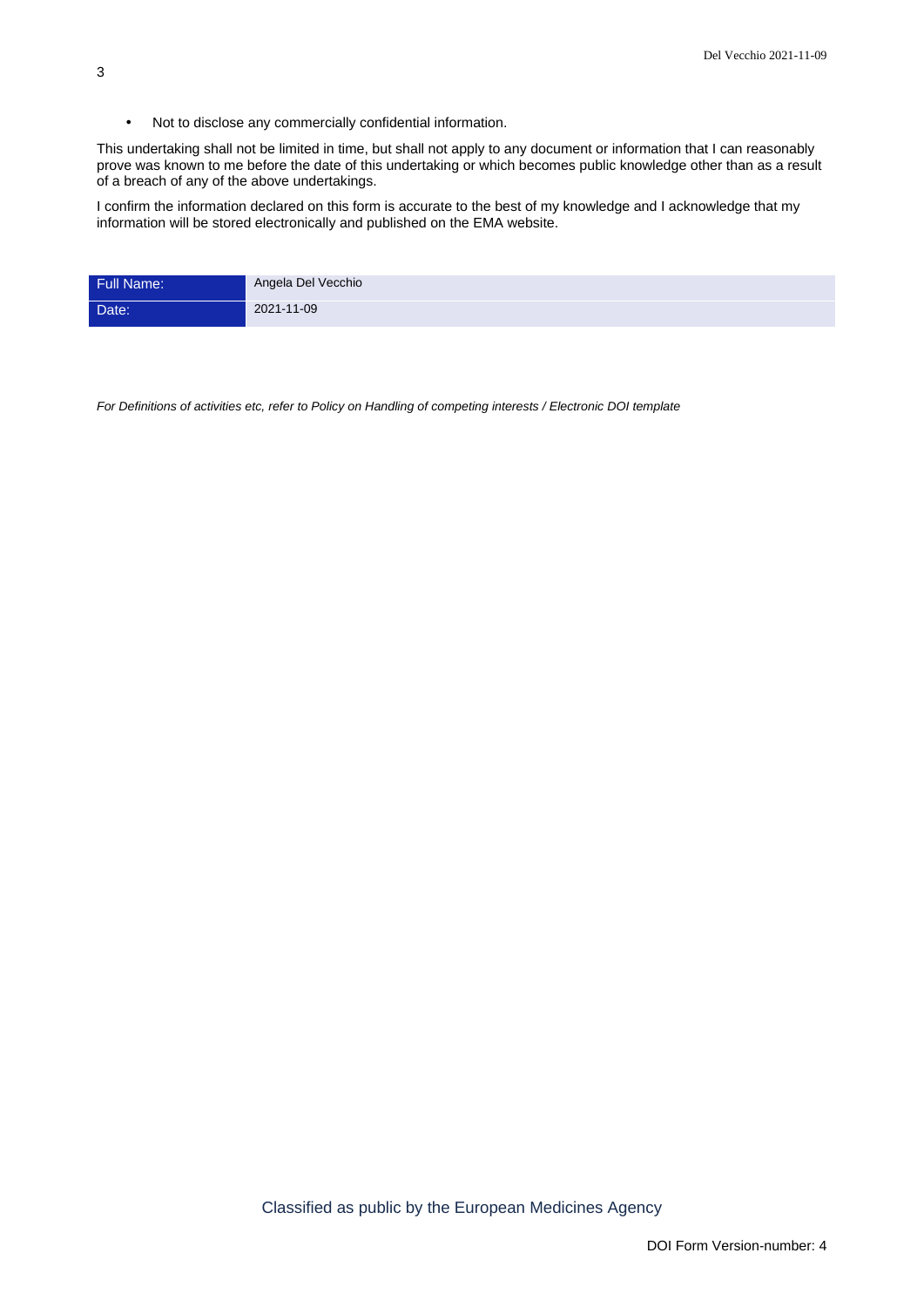- Not to disclose any commercially confidential information.

This undertaking shall not be limited in time, but shall not apply to any document or information that I can reasonably prove was known to me before the date of this undertaking or which becomes public knowledge other than as a result of a breach of any of the above undertakings.

I confirm the information declared on this form is accurate to the best of my knowledge and I acknowledge that my information will be stored electronically and published on the EMA website.

| | |
|---|---|
| Full Name: | Angela Del Vecchio |
| Date: | 2021-11-09 |

*For Definitions of activities etc, refer to Policy on Handling of competing interests / Electronic DOI template*

Classified as public by the European Medicines Agency

DOI Form Version-number: 4